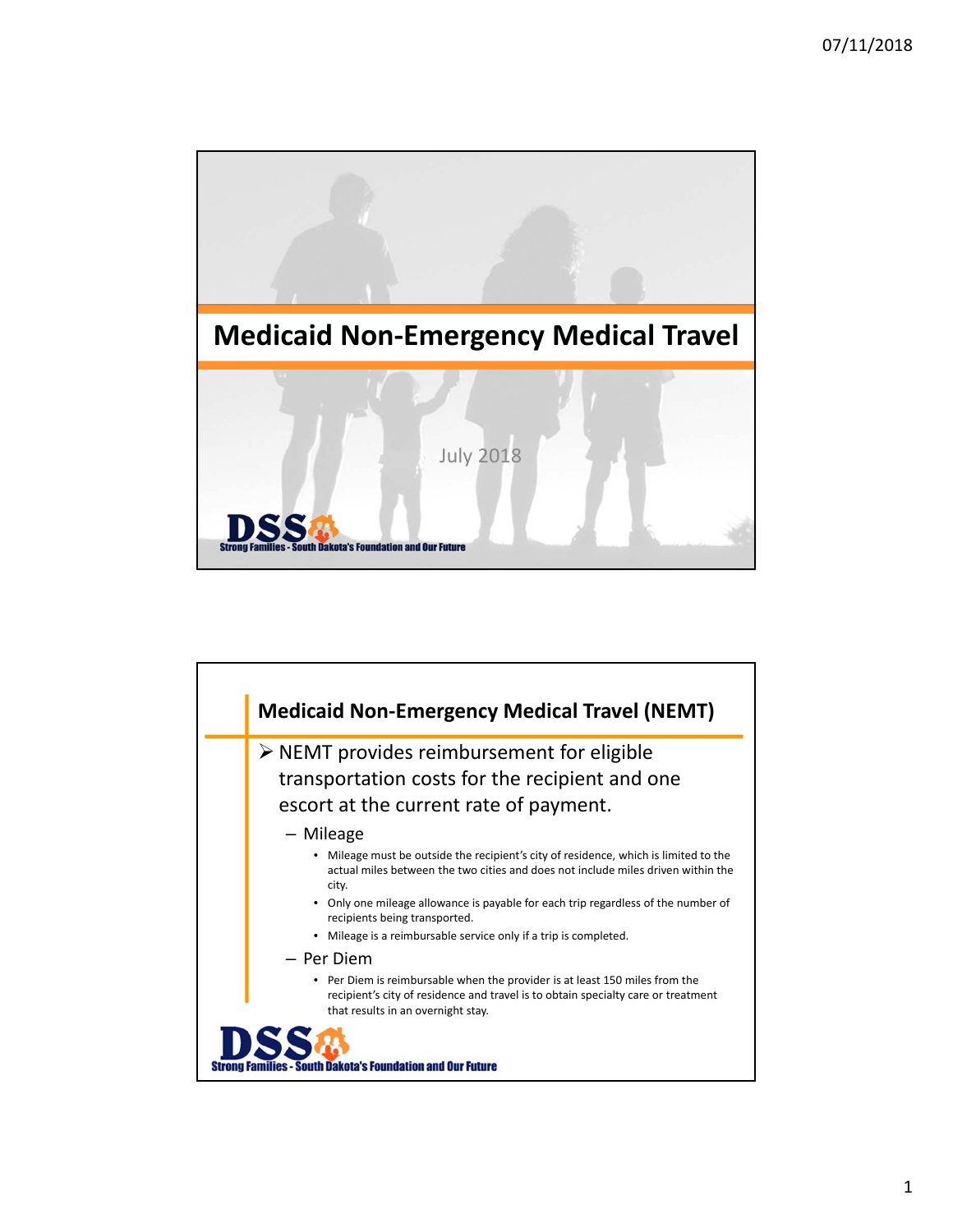# Medicaid Non-Emergency Medical Travel

July 2018

DSS Strong Families - South Dakota's Foundation and Our Future

## Medicaid Non-Emergency Medical Travel (NEMT)

- NEMT provides reimbursement for eligible transportation costs for the recipient and one escort at the current rate of payment.
  - Mileage
    - Mileage must be outside the recipient's city of residence, which is limited to the actual miles between the two cities and does not include miles driven within the city.
    - Only one mileage allowance is payable for each trip regardless of the number of recipients being transported.
    - Mileage is a reimbursable service only if a trip is completed.
  - Per Diem
    - Per Diem is reimbursable when the provider is at least 150 miles from the recipient's city of residence and travel is to obtain specialty care or treatment that results in an overnight stay.

DSS Strong Families - South Dakota's Foundation and Our Future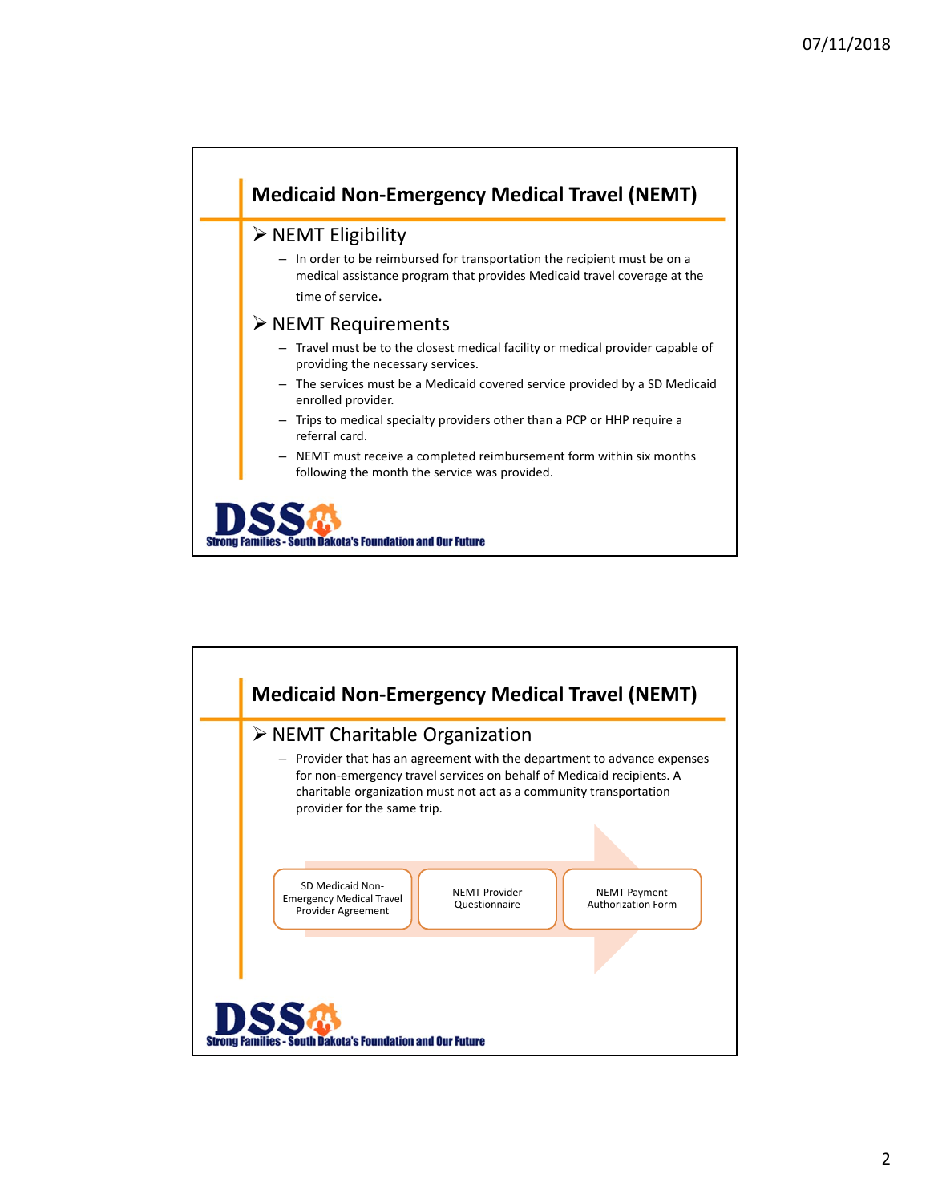## Medicaid Non-Emergency Medical Travel (NEMT)

- NEMT Eligibility
  - In order to be reimbursed for transportation the recipient must be on a medical assistance program that provides Medicaid travel coverage at the time of service.
- NEMT Requirements
  - Travel must be to the closest medical facility or medical provider capable of providing the necessary services.
  - The services must be a Medicaid covered service provided by a SD Medicaid enrolled provider.
  - Trips to medical specialty providers other than a PCP or HHP require a referral card.
  - NEMT must receive a completed reimbursement form within six months following the month the service was provided.

DSS Strong Families - South Dakota's Foundation and Our Future

## Medicaid Non-Emergency Medical Travel (NEMT)

- NEMT Charitable Organization
  - Provider that has an agreement with the department to advance expenses for non-emergency travel services on behalf of Medicaid recipients. A charitable organization must not act as a community transportation provider for the same trip.

SD Medicaid Non-Emergency Medical Travel Provider Agreement → NEMT Provider Questionnaire → NEMT Payment Authorization Form

DSS Strong Families - South Dakota's Foundation and Our Future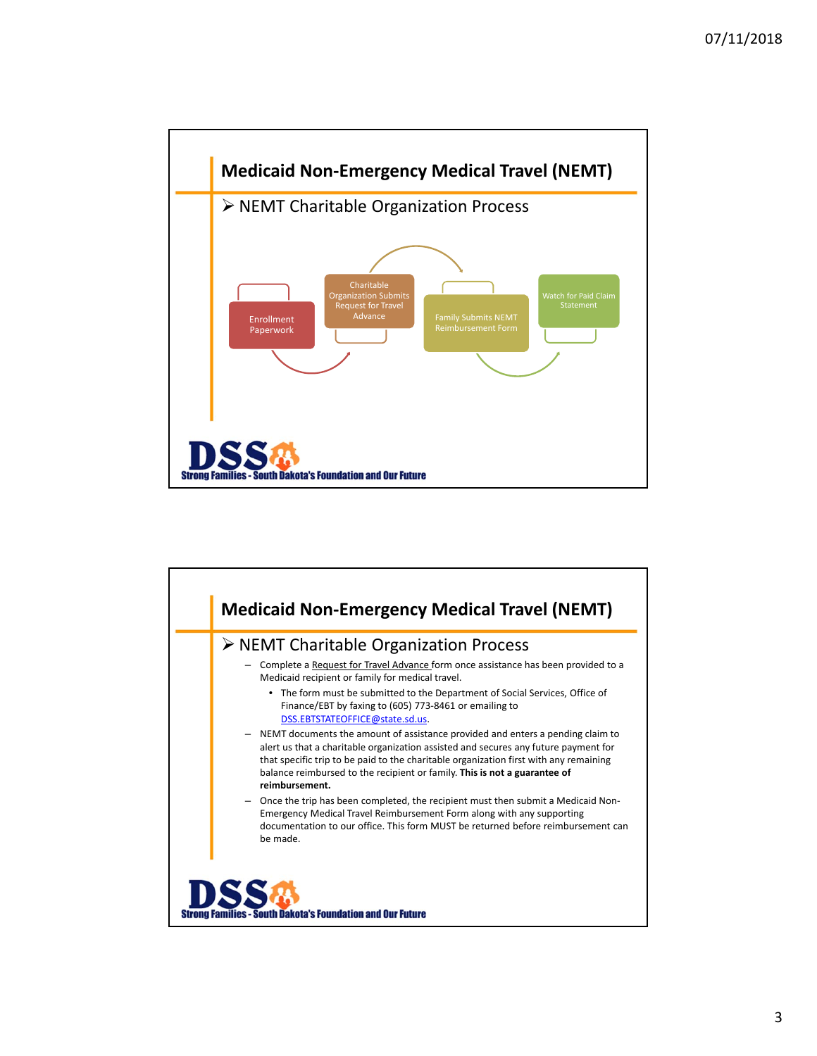## Medicaid Non-Emergency Medical Travel (NEMT)

- NEMT Charitable Organization Process

Enrollment Paperwork → Charitable Organization Submits Request for Travel Advance → Family Submits NEMT Reimbursement Form → Watch for Paid Claim Statement

**DSS** Strong Families - South Dakota's Foundation and Our Future

## Medicaid Non-Emergency Medical Travel (NEMT)

- NEMT Charitable Organization Process
  - Complete a Request for Travel Advance form once assistance has been provided to a Medicaid recipient or family for medical travel.
    - The form must be submitted to the Department of Social Services, Office of Finance/EBT by faxing to (605) 773-8461 or emailing to DSS.EBTSTATEOFFICE@state.sd.us.
  - NEMT documents the amount of assistance provided and enters a pending claim to alert us that a charitable organization assisted and secures any future payment for that specific trip to be paid to the charitable organization first with any remaining balance reimbursed to the recipient or family. **This is not a guarantee of reimbursement.**
  - Once the trip has been completed, the recipient must then submit a Medicaid Non-Emergency Medical Travel Reimbursement Form along with any supporting documentation to our office. This form MUST be returned before reimbursement can be made.

**DSS** Strong Families - South Dakota's Foundation and Our Future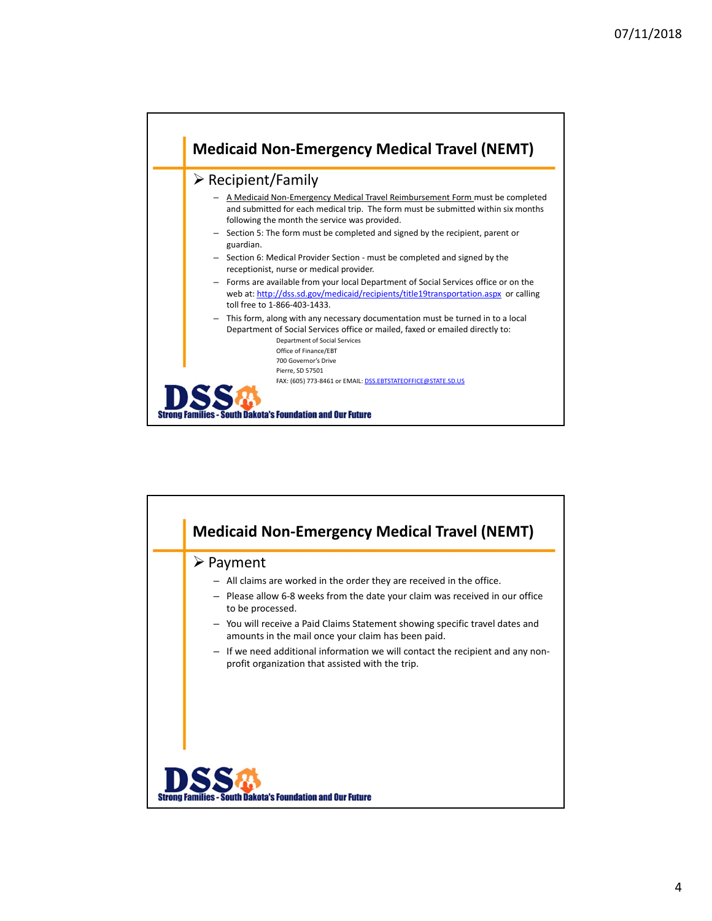## Medicaid Non-Emergency Medical Travel (NEMT)

- Recipient/Family
  - A Medicaid Non-Emergency Medical Travel Reimbursement Form must be completed and submitted for each medical trip. The form must be submitted within six months following the month the service was provided.
  - Section 5: The form must be completed and signed by the recipient, parent or guardian.
  - Section 6: Medical Provider Section - must be completed and signed by the receptionist, nurse or medical provider.
  - Forms are available from your local Department of Social Services office or on the web at: http://dss.sd.gov/medicaid/recipients/title19transportation.aspx or calling toll free to 1-866-403-1433.
  - This form, along with any necessary documentation must be turned in to a local Department of Social Services office or mailed, faxed or emailed directly to:

    Department of Social Services
    Office of Finance/EBT
    700 Governor's Drive
    Pierre, SD 57501
    FAX: (605) 773-8461 or EMAIL: DSS.EBTSTATEOFFICE@STATE.SD.US

DSS Strong Families - South Dakota's Foundation and Our Future

## Medicaid Non-Emergency Medical Travel (NEMT)

- Payment
  - All claims are worked in the order they are received in the office.
  - Please allow 6-8 weeks from the date your claim was received in our office to be processed.
  - You will receive a Paid Claims Statement showing specific travel dates and amounts in the mail once your claim has been paid.
  - If we need additional information we will contact the recipient and any non-profit organization that assisted with the trip.

DSS Strong Families - South Dakota's Foundation and Our Future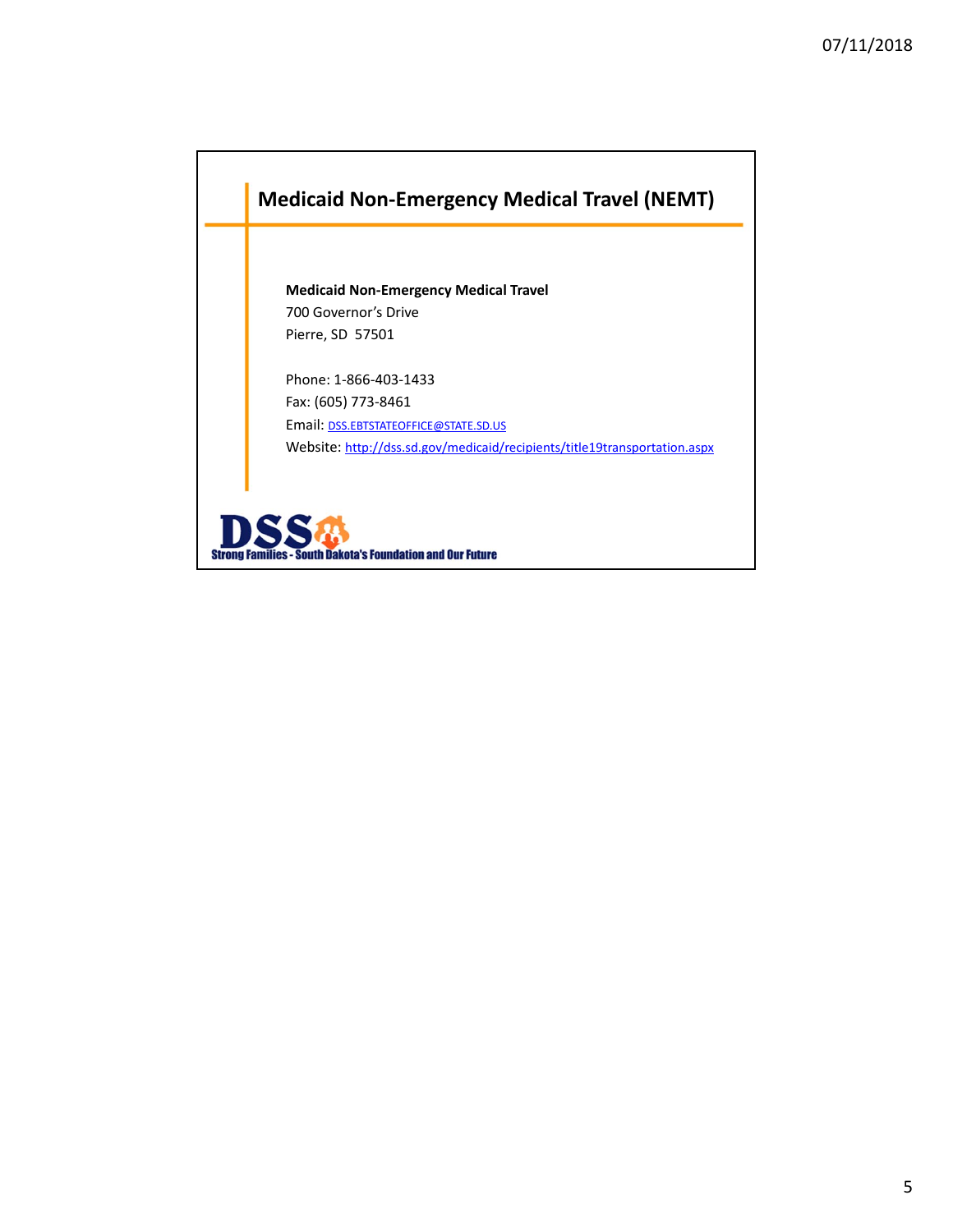# Medicaid Non-Emergency Medical Travel (NEMT)

**Medicaid Non-Emergency Medical Travel**
700 Governor's Drive
Pierre, SD 57501

Phone: 1-866-403-1433
Fax: (605) 773-8461
Email: DSS.EBTSTATEOFFICE@STATE.SD.US
Website: http://dss.sd.gov/medicaid/recipients/title19transportation.aspx

DSS
Strong Families - South Dakota's Foundation and Our Future